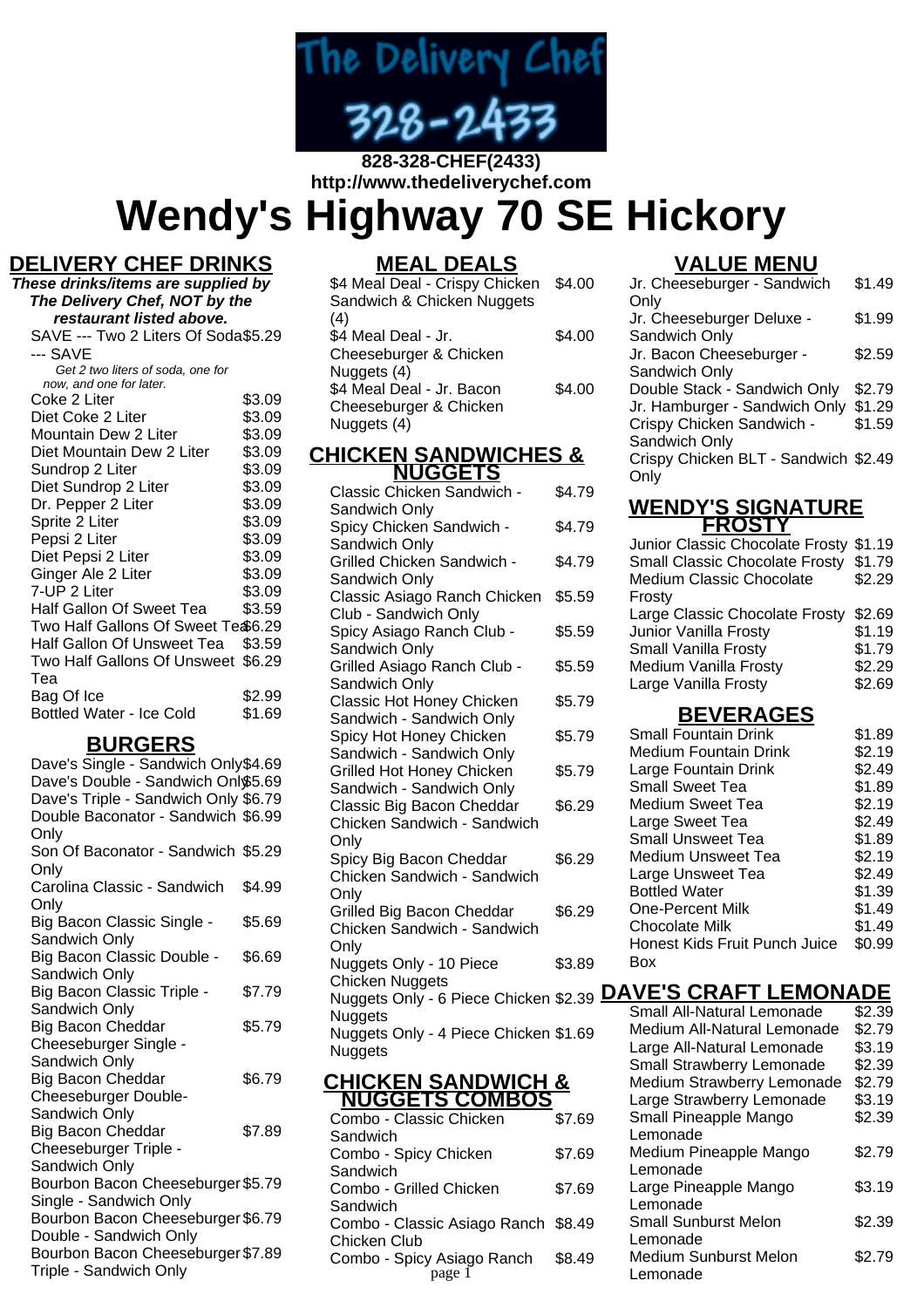The Delivery Chef
328-2433

**828-328-CHEF(2433)**
**http://www.thedeliverychef.com**

# Wendy's Highway 70 SE Hickory

## DELIVERY CHEF DRINKS

***These drinks/items are supplied by The Delivery Chef, NOT by the restaurant listed above.***

| Item | Price |
|---|---|
| SAVE --- Two 2 Liters Of Soda --- SAVE *Get 2 two liters of soda, one for now, and one for later.* | $5.29 |
| Coke 2 Liter | $3.09 |
| Diet Coke 2 Liter | $3.09 |
| Mountain Dew 2 Liter | $3.09 |
| Diet Mountain Dew 2 Liter | $3.09 |
| Sundrop 2 Liter | $3.09 |
| Diet Sundrop 2 Liter | $3.09 |
| Dr. Pepper 2 Liter | $3.09 |
| Sprite 2 Liter | $3.09 |
| Pepsi 2 Liter | $3.09 |
| Diet Pepsi 2 Liter | $3.09 |
| Ginger Ale 2 Liter | $3.09 |
| 7-UP 2 Liter | $3.09 |
| Half Gallon Of Sweet Tea | $3.59 |
| Two Half Gallons Of Sweet Tea | $6.29 |
| Half Gallon Of Unsweet Tea | $3.59 |
| Two Half Gallons Of Unsweet Tea | $6.29 |
| Bag Of Ice | $2.99 |
| Bottled Water - Ice Cold | $1.69 |

## BURGERS

| Item | Price |
|---|---|
| Dave's Single - Sandwich Only | $4.69 |
| Dave's Double - Sandwich Only | $5.69 |
| Dave's Triple - Sandwich Only | $6.79 |
| Double Baconator - Sandwich Only | $6.99 |
| Son Of Baconator - Sandwich Only | $5.29 |
| Carolina Classic - Sandwich Only | $4.99 |
| Big Bacon Classic Single - Sandwich Only | $5.69 |
| Big Bacon Classic Double - Sandwich Only | $6.69 |
| Big Bacon Classic Triple - Sandwich Only | $7.79 |
| Big Bacon Cheddar Cheeseburger Single - Sandwich Only | $5.79 |
| Big Bacon Cheddar Cheeseburger Double- Sandwich Only | $6.79 |
| Big Bacon Cheddar Cheeseburger Triple - Sandwich Only | $7.89 |
| Bourbon Bacon Cheeseburger Single - Sandwich Only | $5.79 |
| Bourbon Bacon Cheeseburger Double - Sandwich Only | $6.79 |
| Bourbon Bacon Cheeseburger Triple - Sandwich Only | $7.89 |

## MEAL DEALS

| Item | Price |
|---|---|
| $4 Meal Deal - Crispy Chicken Sandwich & Chicken Nuggets (4) | $4.00 |
| $4 Meal Deal - Jr. Cheeseburger & Chicken Nuggets (4) | $4.00 |
| $4 Meal Deal - Jr. Bacon Cheeseburger & Chicken Nuggets (4) | $4.00 |

## CHICKEN SANDWICHES & NUGGETS

| Item | Price |
|---|---|
| Classic Chicken Sandwich - Sandwich Only | $4.79 |
| Spicy Chicken Sandwich - Sandwich Only | $4.79 |
| Grilled Chicken Sandwich - Sandwich Only | $4.79 |
| Classic Asiago Ranch Chicken Club - Sandwich Only | $5.59 |
| Spicy Asiago Ranch Club - Sandwich Only | $5.59 |
| Grilled Asiago Ranch Club - Sandwich Only | $5.59 |
| Classic Hot Honey Chicken Sandwich - Sandwich Only | $5.79 |
| Spicy Hot Honey Chicken Sandwich - Sandwich Only | $5.79 |
| Grilled Hot Honey Chicken Sandwich - Sandwich Only | $5.79 |
| Classic Big Bacon Cheddar Chicken Sandwich - Sandwich Only | $6.29 |
| Spicy Big Bacon Cheddar Chicken Sandwich - Sandwich Only | $6.29 |
| Grilled Big Bacon Cheddar Chicken Sandwich - Sandwich Only | $6.29 |
| Nuggets Only - 10 Piece Chicken Nuggets | $3.89 |
| Nuggets Only - 6 Piece Chicken Nuggets | $2.39 |
| Nuggets Only - 4 Piece Chicken Nuggets | $1.69 |

## CHICKEN SANDWICH & NUGGETS COMBOS

| Item | Price |
|---|---|
| Combo - Classic Chicken Sandwich | $7.69 |
| Combo - Spicy Chicken Sandwich | $7.69 |
| Combo - Grilled Chicken Sandwich | $7.69 |
| Combo - Classic Asiago Ranch Chicken Club | $8.49 |
| Combo - Spicy Asiago Ranch | $8.49 |

## VALUE MENU

| Item | Price |
|---|---|
| Jr. Cheeseburger - Sandwich Only | $1.49 |
| Jr. Cheeseburger Deluxe - Sandwich Only | $1.99 |
| Jr. Bacon Cheeseburger - Sandwich Only | $2.59 |
| Double Stack - Sandwich Only | $2.79 |
| Jr. Hamburger - Sandwich Only | $1.29 |
| Crispy Chicken Sandwich - Sandwich Only | $1.59 |
| Crispy Chicken BLT - Sandwich Only | $2.49 |

## WENDY'S SIGNATURE FROSTY

| Item | Price |
|---|---|
| Junior Classic Chocolate Frosty | $1.19 |
| Small Classic Chocolate Frosty | $1.79 |
| Medium Classic Chocolate Frosty | $2.29 |
| Large Classic Chocolate Frosty | $2.69 |
| Junior Vanilla Frosty | $1.19 |
| Small Vanilla Frosty | $1.79 |
| Medium Vanilla Frosty | $2.29 |
| Large Vanilla Frosty | $2.69 |

## BEVERAGES

| Item | Price |
|---|---|
| Small Fountain Drink | $1.89 |
| Medium Fountain Drink | $2.19 |
| Large Fountain Drink | $2.49 |
| Small Sweet Tea | $1.89 |
| Medium Sweet Tea | $2.19 |
| Large Sweet Tea | $2.49 |
| Small Unsweet Tea | $1.89 |
| Medium Unsweet Tea | $2.19 |
| Large Unsweet Tea | $2.49 |
| Bottled Water | $1.39 |
| One-Percent Milk | $1.49 |
| Chocolate Milk | $1.49 |
| Honest Kids Fruit Punch Juice Box | $0.99 |

## DAVE'S CRAFT LEMONADE

| Item | Price |
|---|---|
| Small All-Natural Lemonade | $2.39 |
| Medium All-Natural Lemonade | $2.79 |
| Large All-Natural Lemonade | $3.19 |
| Small Strawberry Lemonade | $2.39 |
| Medium Strawberry Lemonade | $2.79 |
| Large Strawberry Lemonade | $3.19 |
| Small Pineapple Mango Lemonade | $2.39 |
| Medium Pineapple Mango Lemonade | $2.79 |
| Large Pineapple Mango Lemonade | $3.19 |
| Small Sunburst Melon Lemonade | $2.39 |
| Medium Sunburst Melon Lemonade | $2.79 |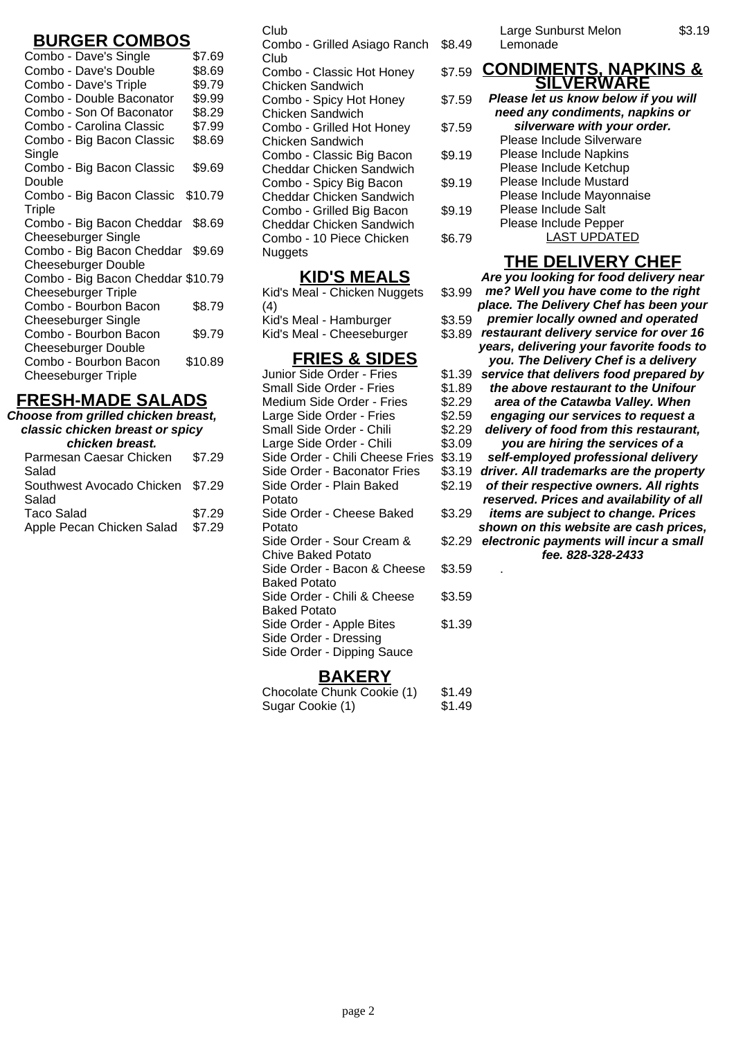## BURGER COMBOS

| | |
|---|---|
| Combo - Dave's Single | $7.69 |
| Combo - Dave's Double | $8.69 |
| Combo - Dave's Triple | $9.79 |
| Combo - Double Baconator | $9.99 |
| Combo - Son Of Baconator | $8.29 |
| Combo - Carolina Classic | $7.99 |
| Combo - Big Bacon Classic Single | $8.69 |
| Combo - Big Bacon Classic Double | $9.69 |
| Combo - Big Bacon Classic Triple | $10.79 |
| Combo - Big Bacon Cheddar Cheeseburger Single | $8.69 |
| Combo - Big Bacon Cheddar Cheeseburger Double | $9.69 |
| Combo - Big Bacon Cheddar Cheeseburger Triple | $10.79 |
| Combo - Bourbon Bacon Cheeseburger Single | $8.79 |
| Combo - Bourbon Bacon Cheeseburger Double | $9.79 |
| Combo - Bourbon Bacon Cheeseburger Triple | $10.89 |

## FRESH-MADE SALADS

***Choose from grilled chicken breast, classic chicken breast or spicy chicken breast.***

| | |
|---|---|
| Parmesan Caesar Chicken Salad | $7.29 |
| Southwest Avocado Chicken Salad | $7.29 |
| Taco Salad | $7.29 |
| Apple Pecan Chicken Salad | $7.29 |

| | |
|---|---|
| Club | |
| Combo - Grilled Asiago Ranch Club | $8.49 |
| Combo - Classic Hot Honey Chicken Sandwich | $7.59 |
| Combo - Spicy Hot Honey Chicken Sandwich | $7.59 |
| Combo - Grilled Hot Honey Chicken Sandwich | $7.59 |
| Combo - Classic Big Bacon Cheddar Chicken Sandwich | $9.19 |
| Combo - Spicy Big Bacon Cheddar Chicken Sandwich | $9.19 |
| Combo - Grilled Big Bacon Cheddar Chicken Sandwich | $9.19 |
| Combo - 10 Piece Chicken Nuggets | $6.79 |

## KID'S MEALS

| | |
|---|---|
| Kid's Meal - Chicken Nuggets (4) | $3.99 |
| Kid's Meal - Hamburger | $3.59 |
| Kid's Meal - Cheeseburger | $3.89 |

## FRIES & SIDES

| | |
|---|---|
| Junior Side Order - Fries | $1.39 |
| Small Side Order - Fries | $1.89 |
| Medium Side Order - Fries | $2.29 |
| Large Side Order - Fries | $2.59 |
| Small Side Order - Chili | $2.29 |
| Large Side Order - Chili | $3.09 |
| Side Order - Chili Cheese Fries | $3.19 |
| Side Order - Baconator Fries | $3.19 |
| Side Order - Plain Baked Potato | $2.19 |
| Side Order - Cheese Baked Potato | $3.29 |
| Side Order - Sour Cream & Chive Baked Potato | $2.29 |
| Side Order - Bacon & Cheese Baked Potato | $3.59 |
| Side Order - Chili & Cheese Baked Potato | $3.59 |
| Side Order - Apple Bites | $1.39 |
| Side Order - Dressing | |
| Side Order - Dipping Sauce | |

## BAKERY

| | |
|---|---|
| Chocolate Chunk Cookie (1) | $1.49 |
| Sugar Cookie (1) | $1.49 |

| | |
|---|---|
| Large Sunburst Melon Lemonade | $3.19 |

## CONDIMENTS, NAPKINS & SILVERWARE

***Please let us know below if you will need any condiments, napkins or silverware with your order.***

Please Include Silverware
Please Include Napkins
Please Include Ketchup
Please Include Mustard
Please Include Mayonnaise
Please Include Salt
Please Include Pepper

LAST UPDATED

## THE DELIVERY CHEF

***Are you looking for food delivery near me? Well you have come to the right place. The Delivery Chef has been your premier locally owned and operated restaurant delivery service for over 16 years, delivering your favorite foods to you. The Delivery Chef is a delivery service that delivers food prepared by the above restaurant to the Unifour area of the Catawba Valley. When engaging our services to request a delivery of food from this restaurant, you are hiring the services of a self-employed professional delivery driver. All trademarks are the property of their respective owners. All rights reserved. Prices and availability of all items are subject to change. Prices shown on this website are cash prices, electronic payments will incur a small fee. 828-328-2433***

.